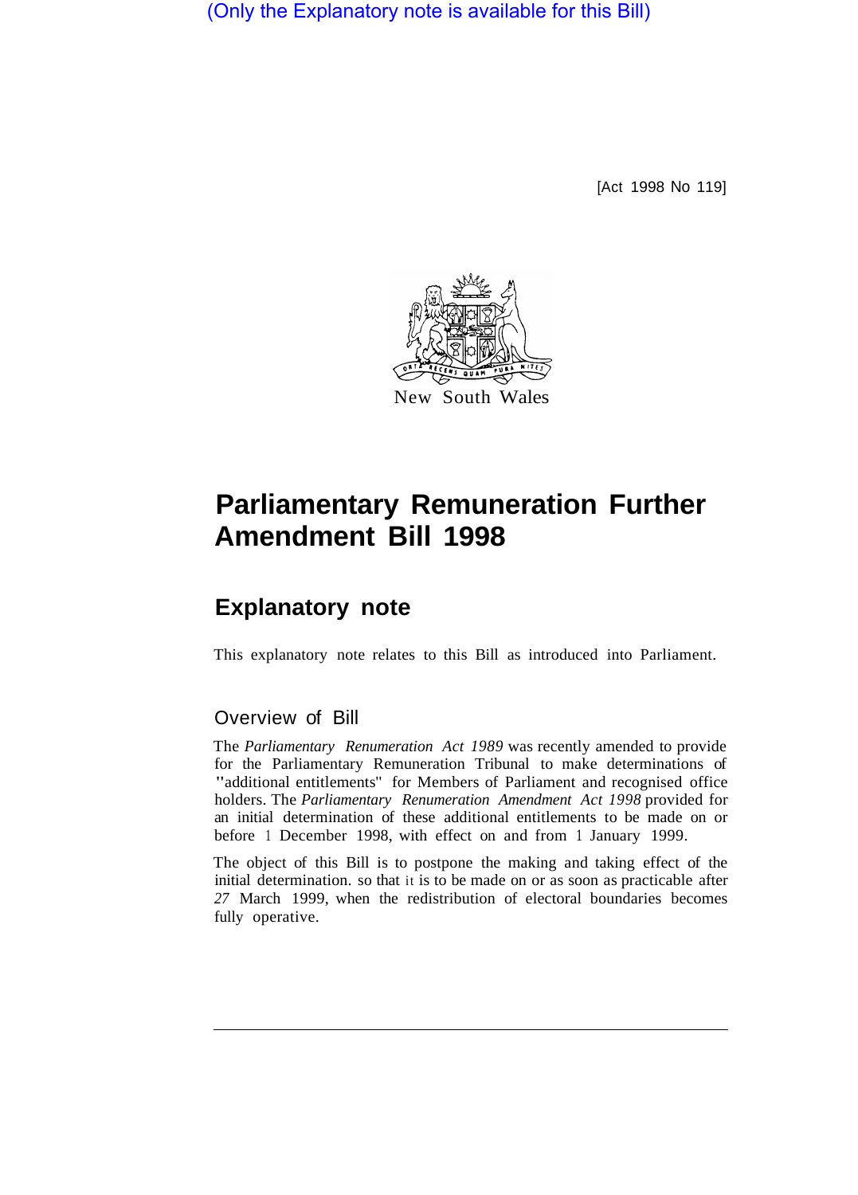(Only the Explanatory note is available for this Bill)

[Act 1998 No 119]

New South Wales

# Parliamentary Remuneration Further Amendment Bill 1998

## Explanatory note

This explanatory note relates to this Bill as introduced into Parliament.

### Overview of Bill

The *Parliamentary Renumeration Act 1989* was recently amended to provide for the Parliamentary Remuneration Tribunal to make determinations of "additional entitlements" for Members of Parliament and recognised office holders. The *Parliamentary Renumeration Amendment Act 1998* provided for an initial determination of these additional entitlements to be made on or before 1 December 1998, with effect on and from 1 January 1999.

The object of this Bill is to postpone the making and taking effect of the initial determination. so that it is to be made on or as soon as practicable after 27 March 1999, when the redistribution of electoral boundaries becomes fully operative.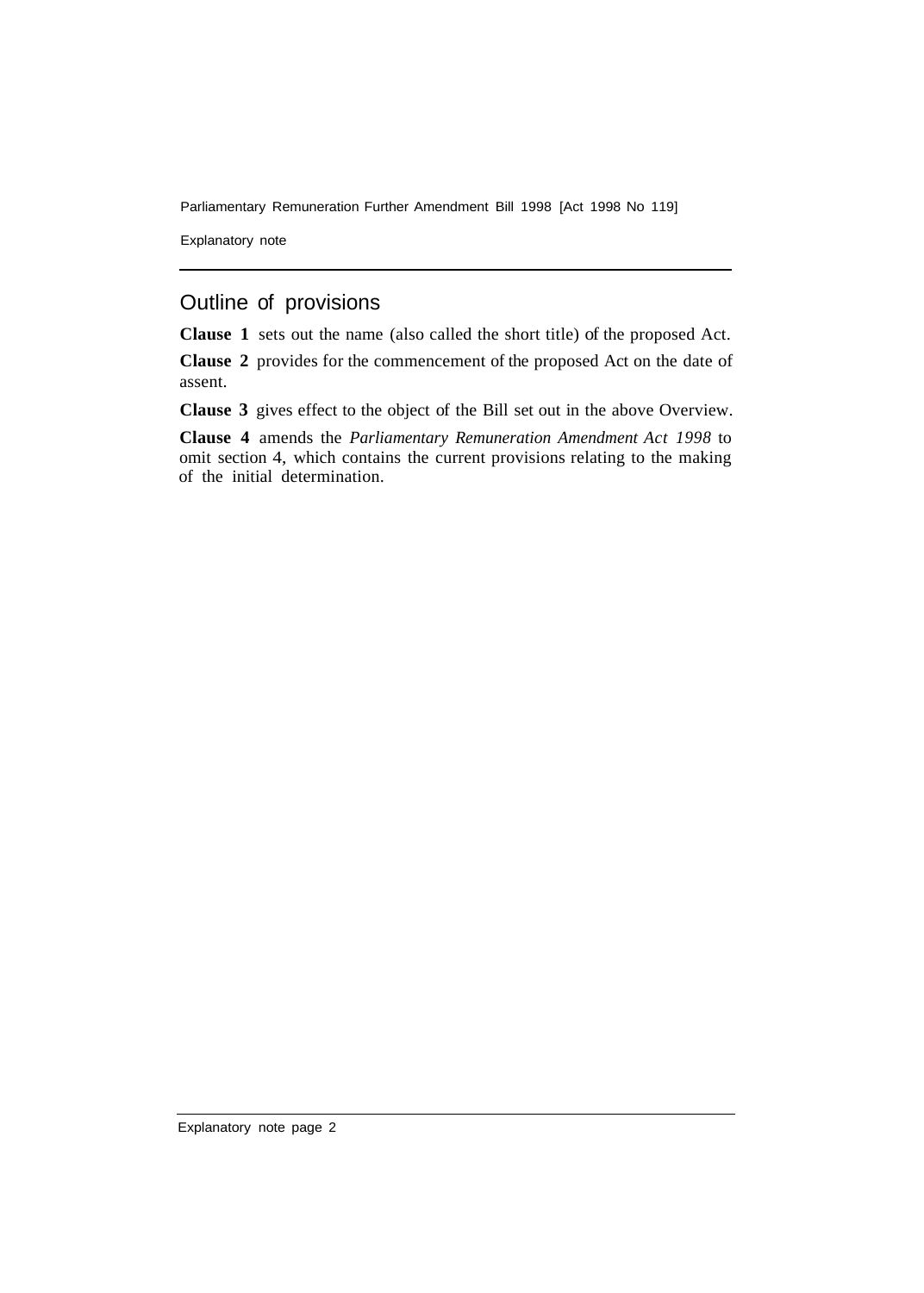## Outline of provisions

**Clause 1** sets out the name (also called the short title) of the proposed Act.

**Clause 2** provides for the commencement of the proposed Act on the date of assent.

**Clause 3** gives effect to the object of the Bill set out in the above Overview.

**Clause 4** amends the *Parliamentary Remuneration Amendment Act 1998* to omit section 4, which contains the current provisions relating to the making of the initial determination.